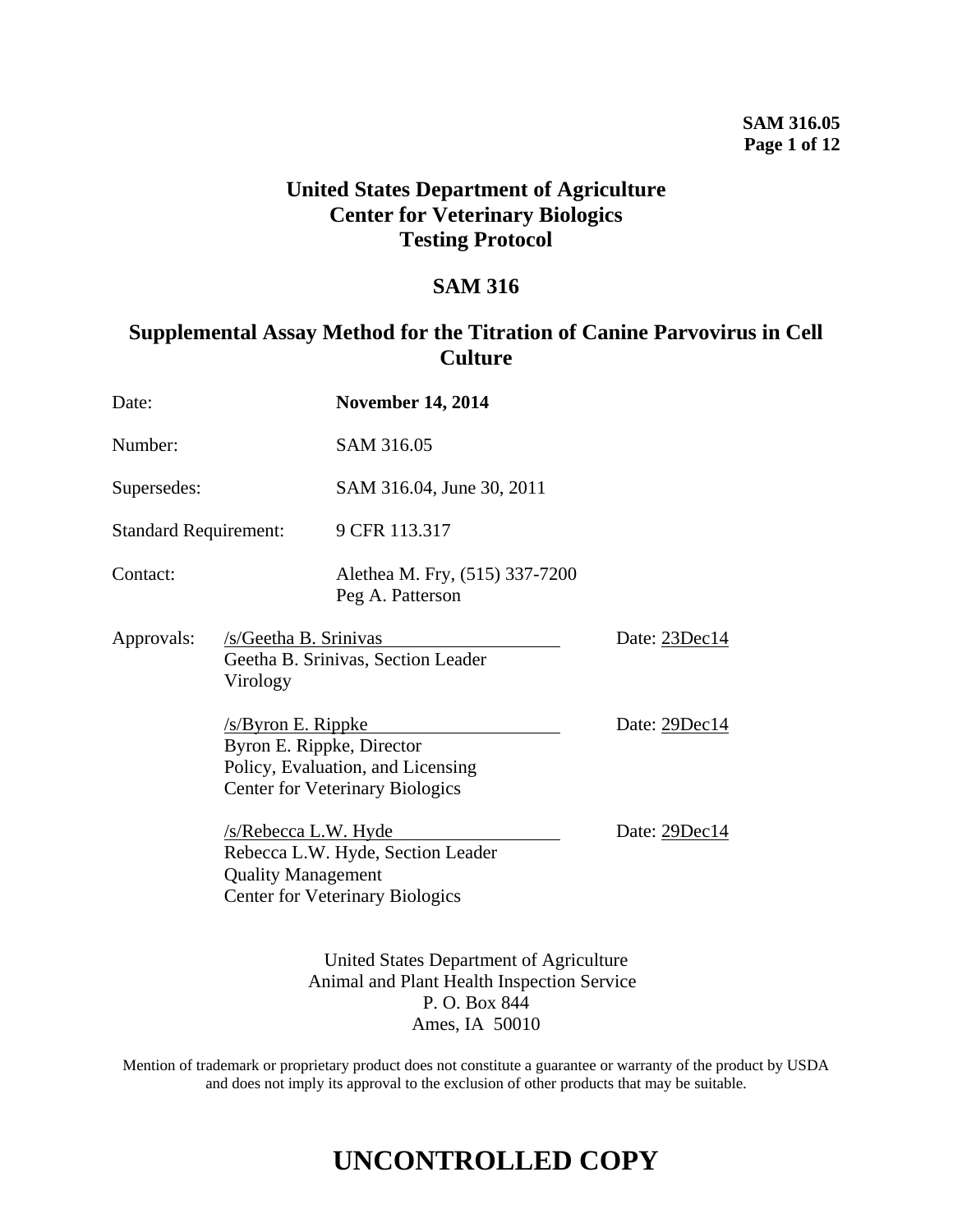# United States Department of Agriculture
# Center for Veterinary Biologics
# Testing Protocol

## SAM 316

## Supplemental Assay Method for the Titration of Canine Parvovirus in Cell Culture

| | |
|---|---|
| Date: | **November 14, 2014** |
| Number: | SAM 316.05 |
| Supersedes: | SAM 316.04, June 30, 2011 |
| Standard Requirement: | 9 CFR 113.317 |
| Contact: | Alethea M. Fry, (515) 337-7200<br>Peg A. Patterson |

Approvals:

/s/Geetha B. Srinivas — Date: 23Dec14
Geetha B. Srinivas, Section Leader
Virology

/s/Byron E. Rippke — Date: 29Dec14
Byron E. Rippke, Director
Policy, Evaluation, and Licensing
Center for Veterinary Biologics

/s/Rebecca L.W. Hyde — Date: 29Dec14
Rebecca L.W. Hyde, Section Leader
Quality Management
Center for Veterinary Biologics

United States Department of Agriculture
Animal and Plant Health Inspection Service
P. O. Box 844
Ames, IA 50010

Mention of trademark or proprietary product does not constitute a guarantee or warranty of the product by USDA and does not imply its approval to the exclusion of other products that may be suitable.

# UNCONTROLLED COPY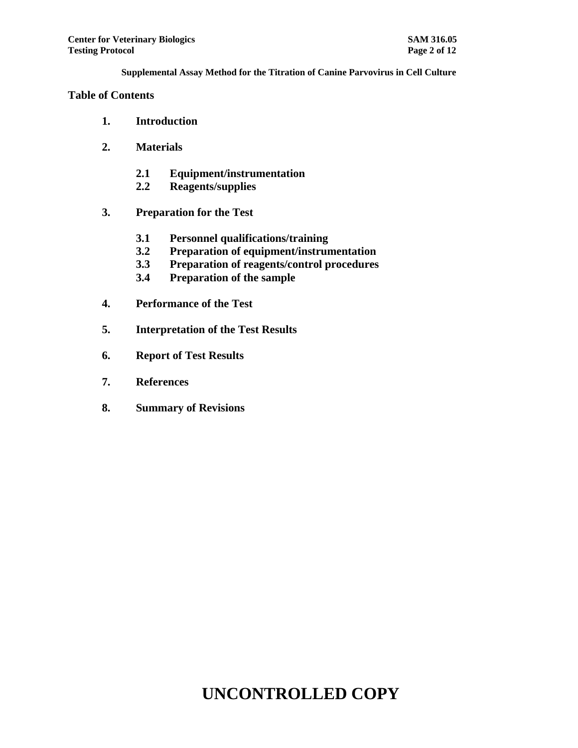**Supplemental Assay Method for the Titration of Canine Parvovirus in Cell Culture**

## Table of Contents

1. **Introduction**
2. **Materials**
   - **2.1 Equipment/instrumentation**
   - **2.2 Reagents/supplies**
3. **Preparation for the Test**
   - **3.1 Personnel qualifications/training**
   - **3.2 Preparation of equipment/instrumentation**
   - **3.3 Preparation of reagents/control procedures**
   - **3.4 Preparation of the sample**
4. **Performance of the Test**
5. **Interpretation of the Test Results**
6. **Report of Test Results**
7. **References**
8. **Summary of Revisions**

**UNCONTROLLED COPY**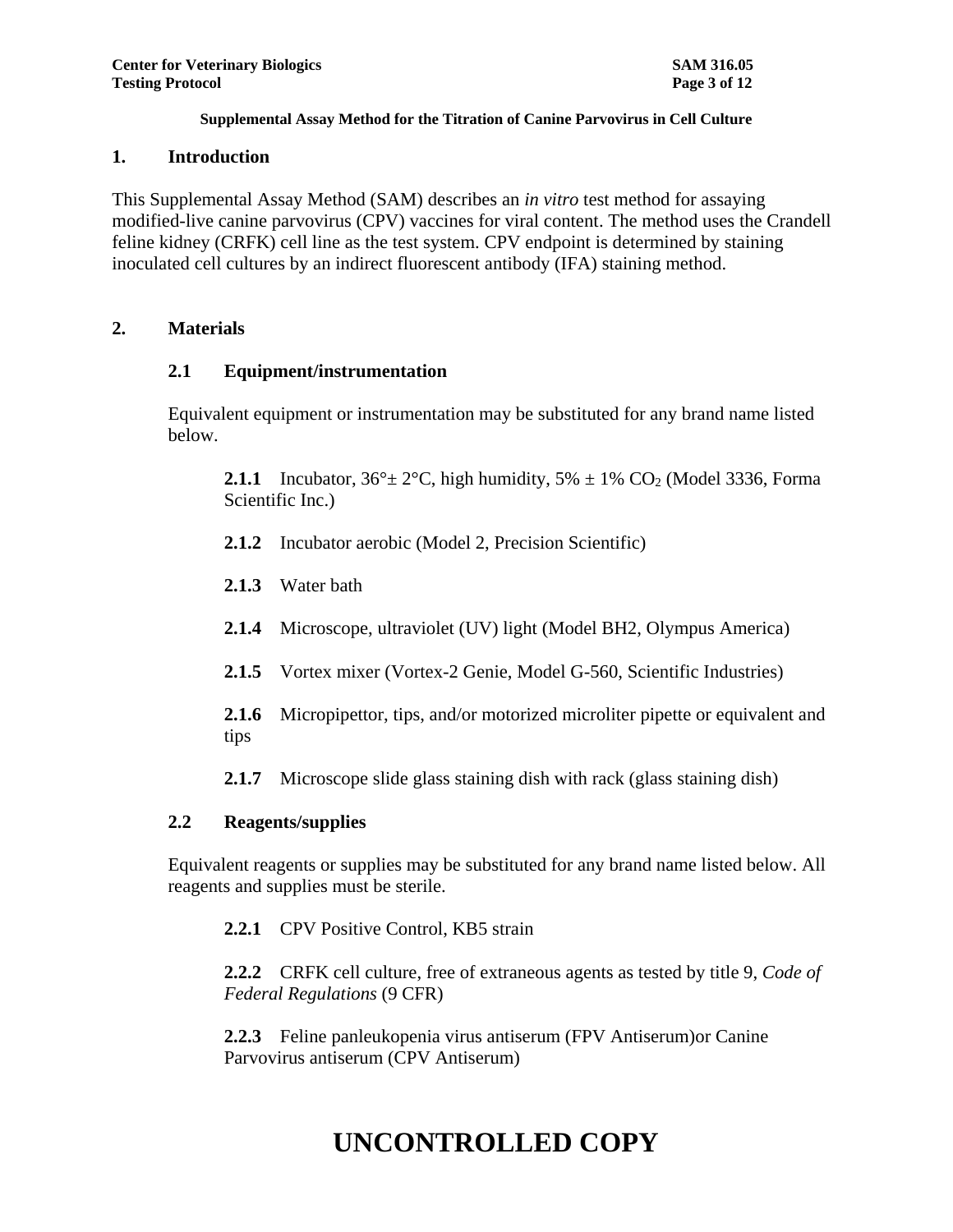Supplemental Assay Method for the Titration of Canine Parvovirus in Cell Culture

## 1. Introduction

This Supplemental Assay Method (SAM) describes an *in vitro* test method for assaying modified-live canine parvovirus (CPV) vaccines for viral content. The method uses the Crandell feline kidney (CRFK) cell line as the test system. CPV endpoint is determined by staining inoculated cell cultures by an indirect fluorescent antibody (IFA) staining method.

## 2. Materials

### 2.1 Equipment/instrumentation

Equivalent equipment or instrumentation may be substituted for any brand name listed below.

**2.1.1** Incubator, 36°± 2°C, high humidity, 5% ± 1% $CO_2$ (Model 3336, Forma Scientific Inc.)

**2.1.2** Incubator aerobic (Model 2, Precision Scientific)

**2.1.3** Water bath

**2.1.4** Microscope, ultraviolet (UV) light (Model BH2, Olympus America)

**2.1.5** Vortex mixer (Vortex-2 Genie, Model G-560, Scientific Industries)

**2.1.6** Micropipettor, tips, and/or motorized microliter pipette or equivalent and tips

**2.1.7** Microscope slide glass staining dish with rack (glass staining dish)

### 2.2 Reagents/supplies

Equivalent reagents or supplies may be substituted for any brand name listed below. All reagents and supplies must be sterile.

**2.2.1** CPV Positive Control, KB5 strain

**2.2.2** CRFK cell culture, free of extraneous agents as tested by title 9, *Code of Federal Regulations* (9 CFR)

**2.2.3** Feline panleukopenia virus antiserum (FPV Antiserum)or Canine Parvovirus antiserum (CPV Antiserum)

**UNCONTROLLED COPY**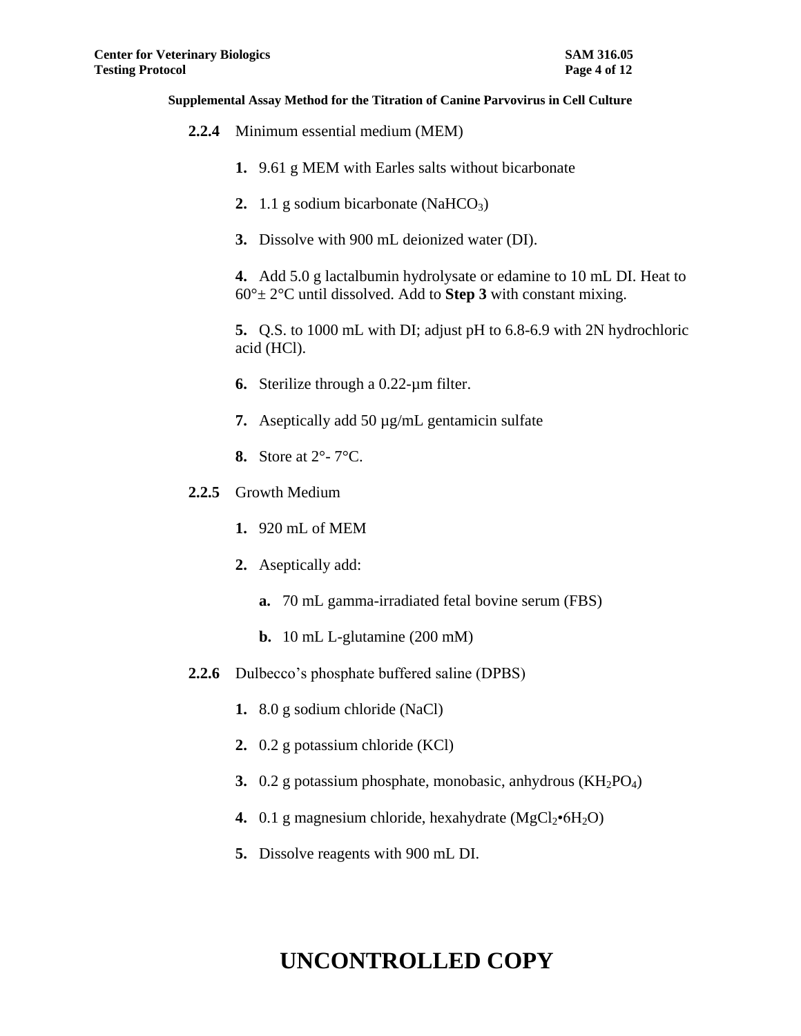**2.2.4** Minimum essential medium (MEM)

**1.** 9.61 g MEM with Earles salts without bicarbonate

**2.** 1.1 g sodium bicarbonate ($NaHCO_3$)

**3.** Dissolve with 900 mL deionized water (DI).

**4.** Add 5.0 g lactalbumin hydrolysate or edamine to 10 mL DI. Heat to 60°± 2°C until dissolved. Add to **Step 3** with constant mixing.

**5.** Q.S. to 1000 mL with DI; adjust pH to 6.8-6.9 with 2N hydrochloric acid (HCl).

**6.** Sterilize through a 0.22-µm filter.

**7.** Aseptically add 50 µg/mL gentamicin sulfate

**8.** Store at 2°- 7°C.

**2.2.5** Growth Medium

**1.** 920 mL of MEM

**2.** Aseptically add:

**a.** 70 mL gamma-irradiated fetal bovine serum (FBS)

**b.** 10 mL L-glutamine (200 mM)

**2.2.6** Dulbecco's phosphate buffered saline (DPBS)

**1.** 8.0 g sodium chloride (NaCl)

**2.** 0.2 g potassium chloride (KCl)

**3.** 0.2 g potassium phosphate, monobasic, anhydrous ($KH_2PO_4$)

**4.** 0.1 g magnesium chloride, hexahydrate ($MgCl_2 \cdot 6H_2O$)

**5.** Dissolve reagents with 900 mL DI.

**UNCONTROLLED COPY**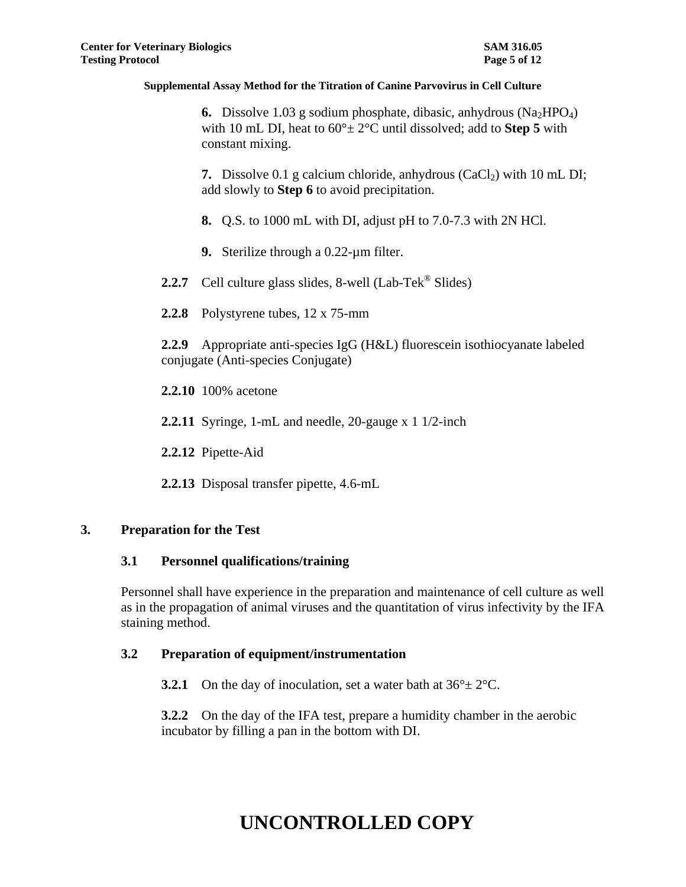**6.** Dissolve 1.03 g sodium phosphate, dibasic, anhydrous ($Na_2HPO_4$) with 10 mL DI, heat to 60°± 2°C until dissolved; add to **Step 5** with constant mixing.

**7.** Dissolve 0.1 g calcium chloride, anhydrous ($CaCl_2$) with 10 mL DI; add slowly to **Step 6** to avoid precipitation.

**8.** Q.S. to 1000 mL with DI, adjust pH to 7.0-7.3 with 2N HCl.

**9.** Sterilize through a 0.22-µm filter.

**2.2.7** Cell culture glass slides, 8-well (Lab-Tek® Slides)

**2.2.8** Polystyrene tubes, 12 x 75-mm

**2.2.9** Appropriate anti-species IgG (H&L) fluorescein isothiocyanate labeled conjugate (Anti-species Conjugate)

**2.2.10** 100% acetone

**2.2.11** Syringe, 1-mL and needle, 20-gauge x 1 1/2-inch

**2.2.12** Pipette-Aid

**2.2.13** Disposal transfer pipette, 4.6-mL

## 3. Preparation for the Test

### 3.1 Personnel qualifications/training

Personnel shall have experience in the preparation and maintenance of cell culture as well as in the propagation of animal viruses and the quantitation of virus infectivity by the IFA staining method.

### 3.2 Preparation of equipment/instrumentation

**3.2.1** On the day of inoculation, set a water bath at 36°± 2°C.

**3.2.2** On the day of the IFA test, prepare a humidity chamber in the aerobic incubator by filling a pan in the bottom with DI.

**UNCONTROLLED COPY**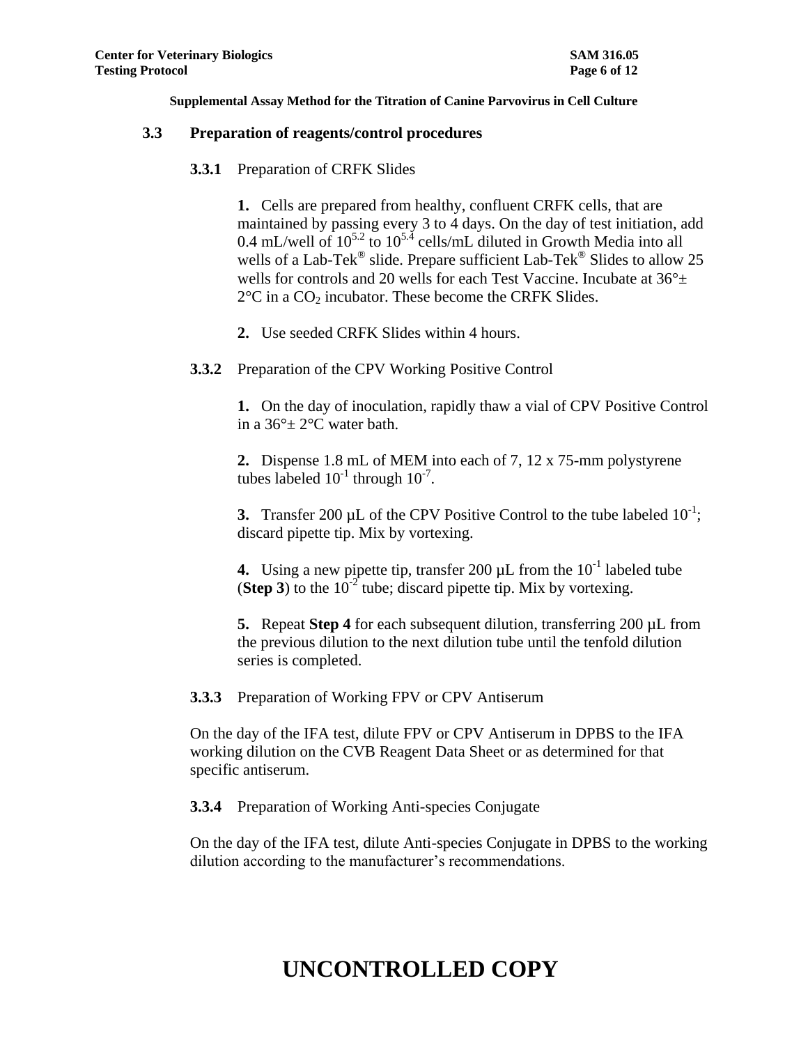### 3.3 Preparation of reagents/control procedures

**3.3.1** Preparation of CRFK Slides

**1.** Cells are prepared from healthy, confluent CRFK cells, that are maintained by passing every 3 to 4 days. On the day of test initiation, add 0.4 mL/well of $10^{5.2}$ to $10^{5.4}$ cells/mL diluted in Growth Media into all wells of a Lab-Tek® slide. Prepare sufficient Lab-Tek® Slides to allow 25 wells for controls and 20 wells for each Test Vaccine. Incubate at 36°± 2°C in a $CO_2$ incubator. These become the CRFK Slides.

**2.** Use seeded CRFK Slides within 4 hours.

**3.3.2** Preparation of the CPV Working Positive Control

**1.** On the day of inoculation, rapidly thaw a vial of CPV Positive Control in a 36°± 2°C water bath.

**2.** Dispense 1.8 mL of MEM into each of 7, 12 x 75-mm polystyrene tubes labeled $10^{-1}$ through $10^{-7}$.

**3.** Transfer 200 µL of the CPV Positive Control to the tube labeled $10^{-1}$; discard pipette tip. Mix by vortexing.

**4.** Using a new pipette tip, transfer 200 µL from the $10^{-1}$ labeled tube (**Step 3**) to the $10^{-2}$ tube; discard pipette tip. Mix by vortexing.

**5.** Repeat **Step 4** for each subsequent dilution, transferring 200 µL from the previous dilution to the next dilution tube until the tenfold dilution series is completed.

**3.3.3** Preparation of Working FPV or CPV Antiserum

On the day of the IFA test, dilute FPV or CPV Antiserum in DPBS to the IFA working dilution on the CVB Reagent Data Sheet or as determined for that specific antiserum.

**3.3.4** Preparation of Working Anti-species Conjugate

On the day of the IFA test, dilute Anti-species Conjugate in DPBS to the working dilution according to the manufacturer's recommendations.

# UNCONTROLLED COPY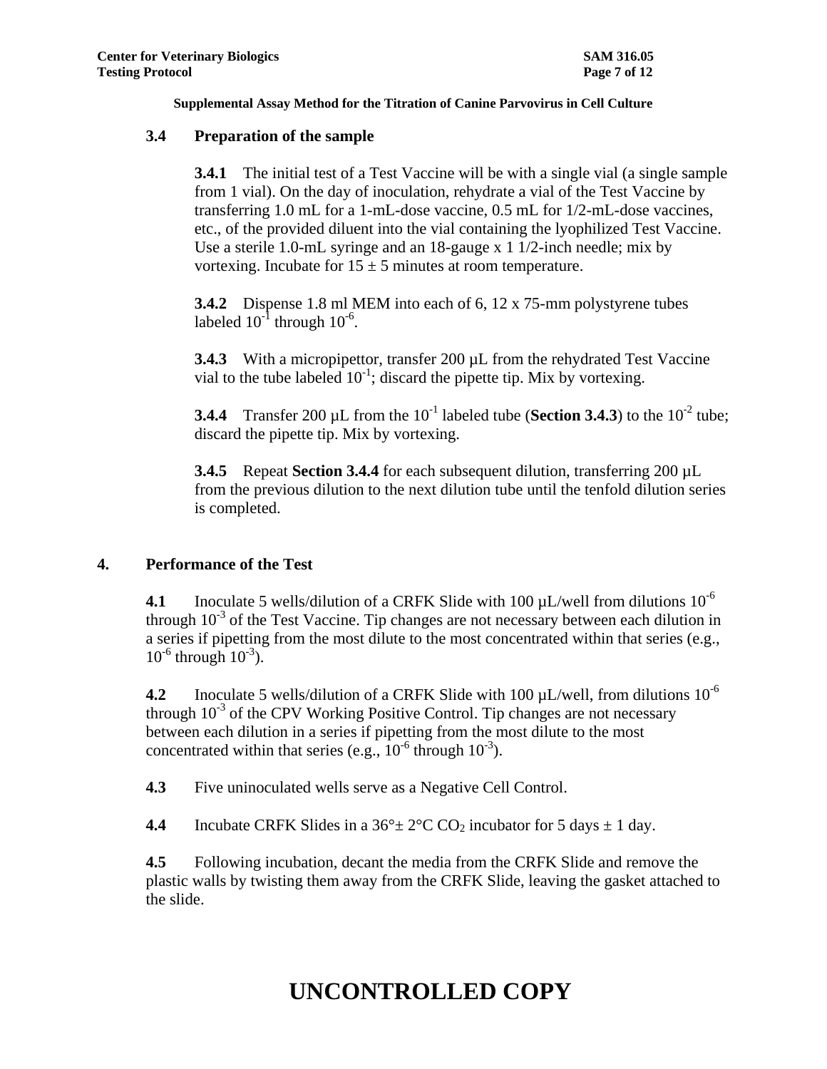### 3.4 Preparation of the sample

**3.4.1** The initial test of a Test Vaccine will be with a single vial (a single sample from 1 vial). On the day of inoculation, rehydrate a vial of the Test Vaccine by transferring 1.0 mL for a 1-mL-dose vaccine, 0.5 mL for 1/2-mL-dose vaccines, etc., of the provided diluent into the vial containing the lyophilized Test Vaccine. Use a sterile 1.0-mL syringe and an 18-gauge x 1 1/2-inch needle; mix by vortexing. Incubate for 15 ± 5 minutes at room temperature.

**3.4.2** Dispense 1.8 ml MEM into each of 6, 12 x 75-mm polystyrene tubes labeled $10^{-1}$ through $10^{-6}$.

**3.4.3** With a micropipettor, transfer 200 µL from the rehydrated Test Vaccine vial to the tube labeled $10^{-1}$; discard the pipette tip. Mix by vortexing.

**3.4.4** Transfer 200 µL from the $10^{-1}$ labeled tube (**Section 3.4.3**) to the $10^{-2}$ tube; discard the pipette tip. Mix by vortexing.

**3.4.5** Repeat **Section 3.4.4** for each subsequent dilution, transferring 200 µL from the previous dilution to the next dilution tube until the tenfold dilution series is completed.

## 4. Performance of the Test

**4.1** Inoculate 5 wells/dilution of a CRFK Slide with 100 µL/well from dilutions $10^{-6}$ through $10^{-3}$ of the Test Vaccine. Tip changes are not necessary between each dilution in a series if pipetting from the most dilute to the most concentrated within that series (e.g., $10^{-6}$ through $10^{-3}$).

**4.2** Inoculate 5 wells/dilution of a CRFK Slide with 100 µL/well, from dilutions $10^{-6}$ through $10^{-3}$ of the CPV Working Positive Control. Tip changes are not necessary between each dilution in a series if pipetting from the most dilute to the most concentrated within that series (e.g., $10^{-6}$ through $10^{-3}$).

**4.3** Five uninoculated wells serve as a Negative Cell Control.

**4.4** Incubate CRFK Slides in a 36°± 2°C $CO_2$ incubator for 5 days ± 1 day.

**4.5** Following incubation, decant the media from the CRFK Slide and remove the plastic walls by twisting them away from the CRFK Slide, leaving the gasket attached to the slide.

UNCONTROLLED COPY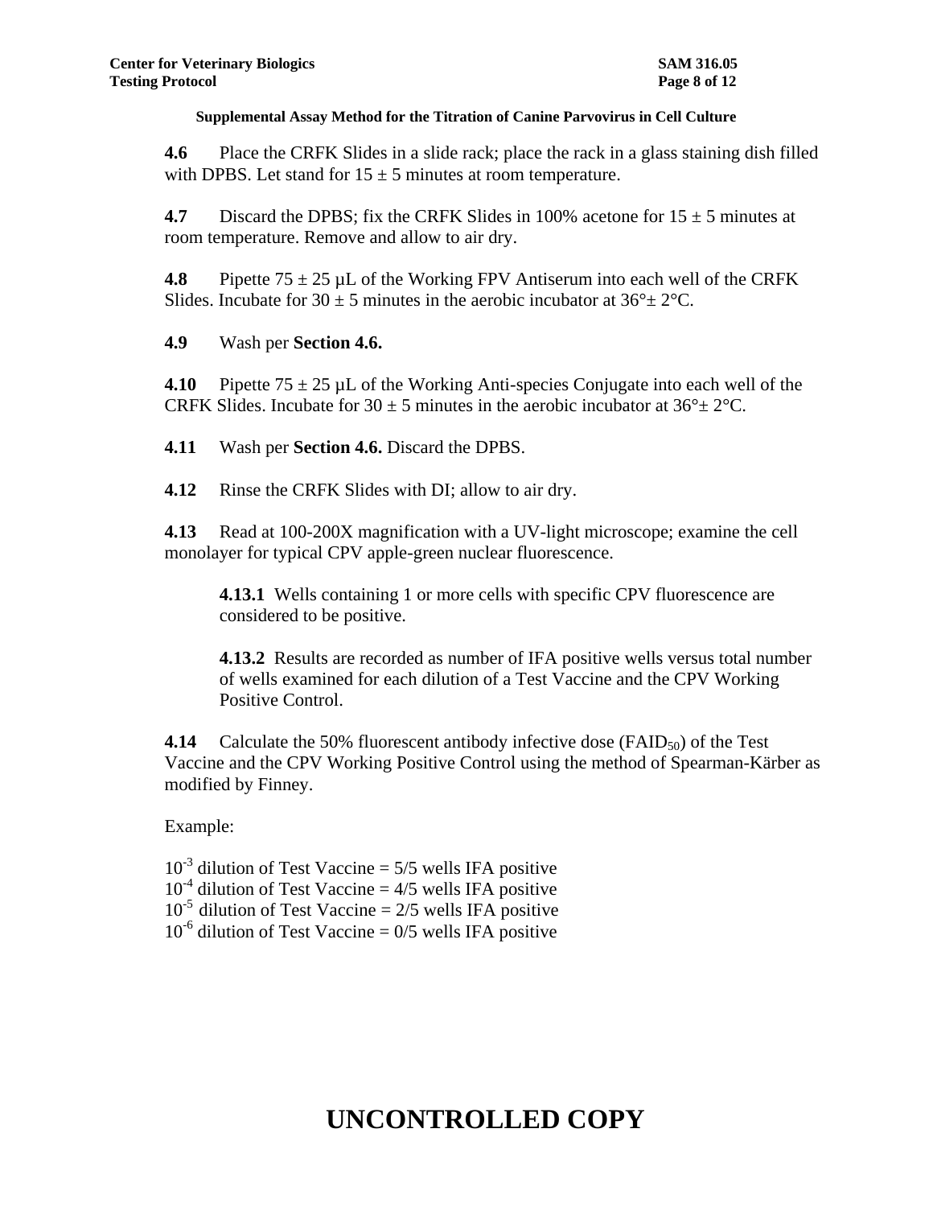**4.6** Place the CRFK Slides in a slide rack; place the rack in a glass staining dish filled with DPBS. Let stand for 15 ± 5 minutes at room temperature.

**4.7** Discard the DPBS; fix the CRFK Slides in 100% acetone for 15 ± 5 minutes at room temperature. Remove and allow to air dry.

**4.8** Pipette 75 ± 25 µL of the Working FPV Antiserum into each well of the CRFK Slides. Incubate for 30 ± 5 minutes in the aerobic incubator at 36°± 2°C.

**4.9** Wash per **Section 4.6.**

**4.10** Pipette 75 ± 25 µL of the Working Anti-species Conjugate into each well of the CRFK Slides. Incubate for 30 ± 5 minutes in the aerobic incubator at 36°± 2°C.

**4.11** Wash per **Section 4.6.** Discard the DPBS.

**4.12** Rinse the CRFK Slides with DI; allow to air dry.

**4.13** Read at 100-200X magnification with a UV-light microscope; examine the cell monolayer for typical CPV apple-green nuclear fluorescence.

**4.13.1** Wells containing 1 or more cells with specific CPV fluorescence are considered to be positive.

**4.13.2** Results are recorded as number of IFA positive wells versus total number of wells examined for each dilution of a Test Vaccine and the CPV Working Positive Control.

**4.14** Calculate the 50% fluorescent antibody infective dose ($FAID_{50}$) of the Test Vaccine and the CPV Working Positive Control using the method of Spearman-Kärber as modified by Finney.

Example:

$10^{-3}$ dilution of Test Vaccine = 5/5 wells IFA positive
$10^{-4}$ dilution of Test Vaccine = 4/5 wells IFA positive
$10^{-5}$ dilution of Test Vaccine = 2/5 wells IFA positive
$10^{-6}$ dilution of Test Vaccine = 0/5 wells IFA positive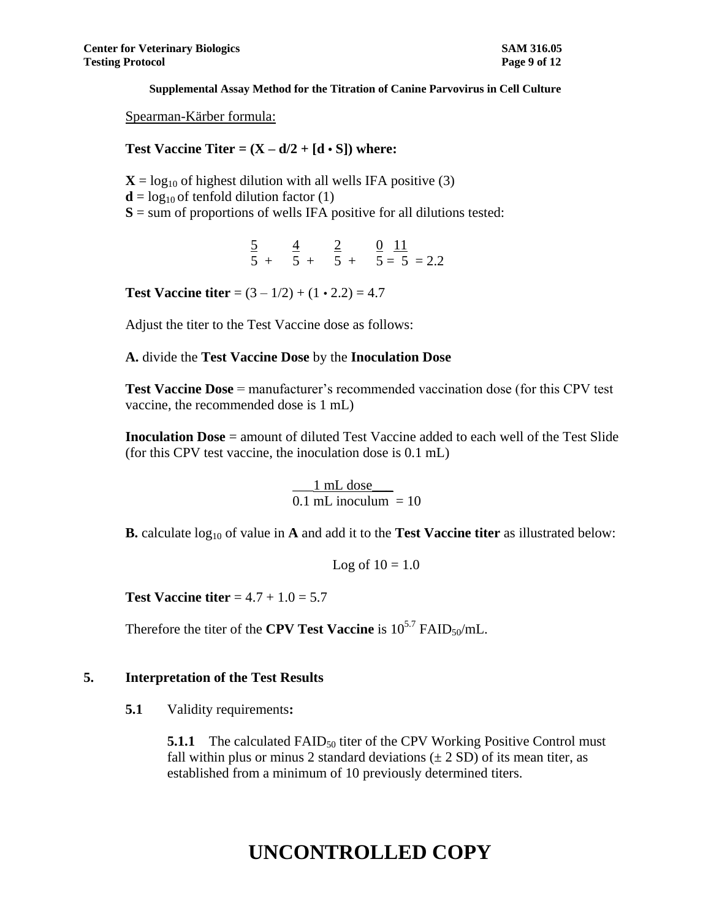Spearman-Kärber formula:

**Test Vaccine Titer = (X – d/2 + [d • S]) where:**

**X** = $\log_{10}$ of highest dilution with all wells IFA positive (3)
**d** = $\log_{10}$ of tenfold dilution factor (1)
**S** = sum of proportions of wells IFA positive for all dilutions tested:

$$\frac{5}{5} + \frac{4}{5} + \frac{2}{5} + \frac{0}{5} = \frac{11}{5} = 2.2$$

**Test Vaccine titer** = (3 – 1/2) + (1 • 2.2) = 4.7

Adjust the titer to the Test Vaccine dose as follows:

**A.** divide the **Test Vaccine Dose** by the **Inoculation Dose**

**Test Vaccine Dose** = manufacturer's recommended vaccination dose (for this CPV test vaccine, the recommended dose is 1 mL)

**Inoculation Dose** = amount of diluted Test Vaccine added to each well of the Test Slide (for this CPV test vaccine, the inoculation dose is 0.1 mL)

$$\frac{\text{1 mL dose}}{\text{0.1 mL inoculum}} = 10$$

**B.** calculate $\log_{10}$ of value in **A** and add it to the **Test Vaccine titer** as illustrated below:

Log of 10 = 1.0

**Test Vaccine titer** = 4.7 + 1.0 = 5.7

Therefore the titer of the **CPV Test Vaccine** is $10^{5.7}$ $FAID_{50}$/mL.

## 5. Interpretation of the Test Results

**5.1** Validity requirements**:**

**5.1.1** The calculated $FAID_{50}$ titer of the CPV Working Positive Control must fall within plus or minus 2 standard deviations (± 2 SD) of its mean titer, as established from a minimum of 10 previously determined titers.

UNCONTROLLED COPY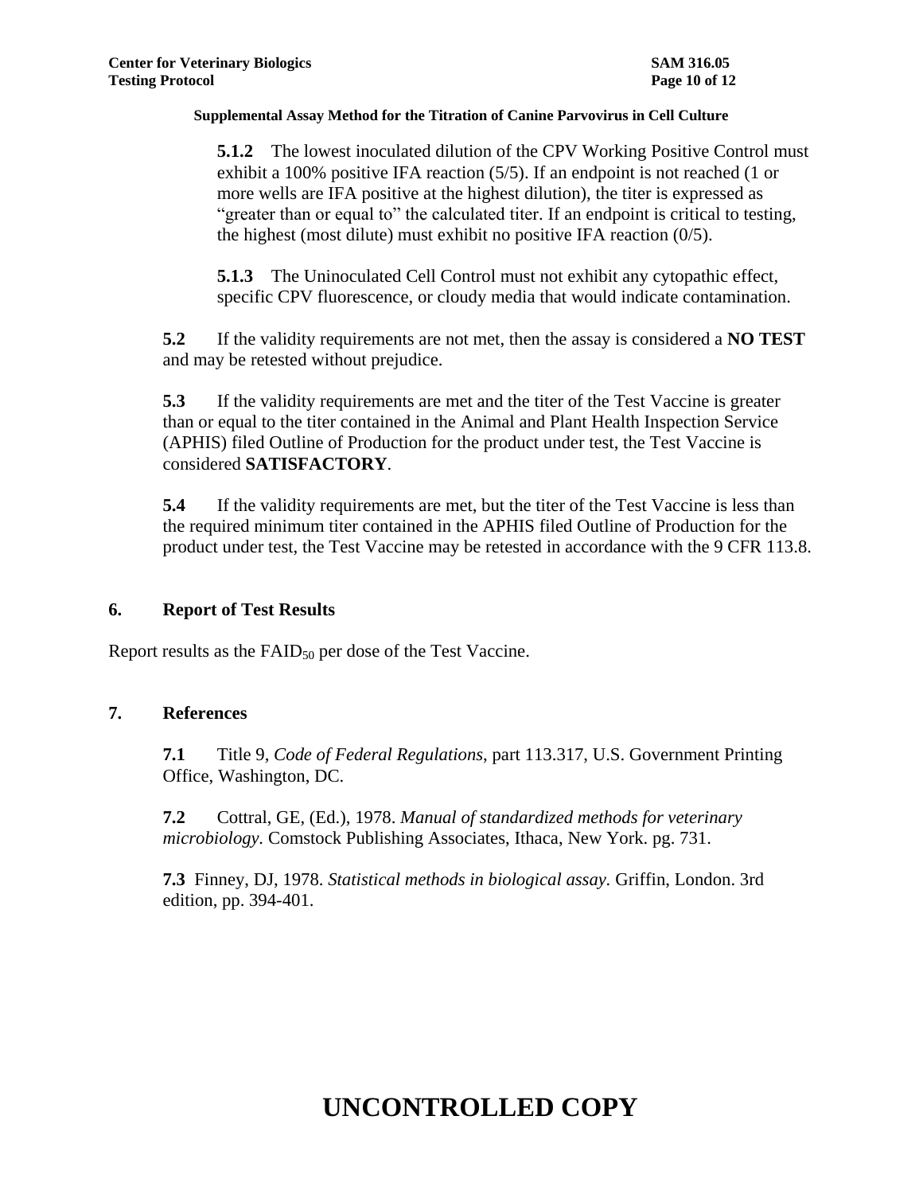**5.1.2** The lowest inoculated dilution of the CPV Working Positive Control must exhibit a 100% positive IFA reaction (5/5). If an endpoint is not reached (1 or more wells are IFA positive at the highest dilution), the titer is expressed as "greater than or equal to" the calculated titer. If an endpoint is critical to testing, the highest (most dilute) must exhibit no positive IFA reaction (0/5).

**5.1.3** The Uninoculated Cell Control must not exhibit any cytopathic effect, specific CPV fluorescence, or cloudy media that would indicate contamination.

**5.2** If the validity requirements are not met, then the assay is considered a **NO TEST** and may be retested without prejudice.

**5.3** If the validity requirements are met and the titer of the Test Vaccine is greater than or equal to the titer contained in the Animal and Plant Health Inspection Service (APHIS) filed Outline of Production for the product under test, the Test Vaccine is considered **SATISFACTORY**.

**5.4** If the validity requirements are met, but the titer of the Test Vaccine is less than the required minimum titer contained in the APHIS filed Outline of Production for the product under test, the Test Vaccine may be retested in accordance with the 9 CFR 113.8.

## 6. Report of Test Results

Report results as the $FAID_{50}$ per dose of the Test Vaccine.

## 7. References

**7.1** Title 9, *Code of Federal Regulations*, part 113.317, U.S. Government Printing Office, Washington, DC.

**7.2** Cottral, GE, (Ed.), 1978. *Manual of standardized methods for veterinary microbiology.* Comstock Publishing Associates, Ithaca, New York. pg. 731.

**7.3** Finney, DJ, 1978. *Statistical methods in biological assay.* Griffin, London. 3rd edition, pp. 394-401.

# UNCONTROLLED COPY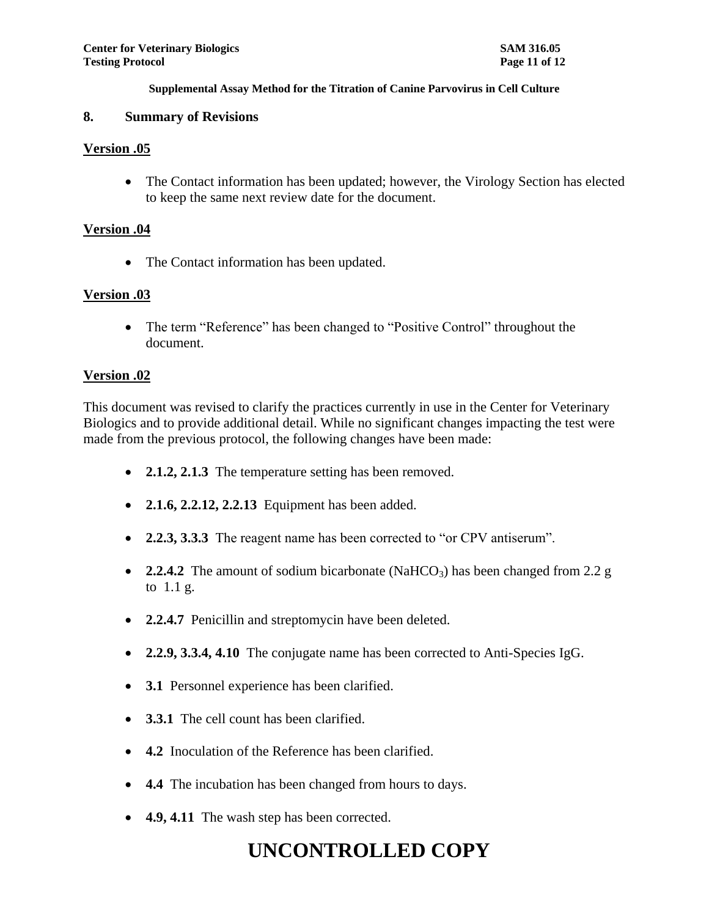## 8. Summary of Revisions

**Version .05**

- The Contact information has been updated; however, the Virology Section has elected to keep the same next review date for the document.

**Version .04**

- The Contact information has been updated.

**Version .03**

- The term “Reference” has been changed to “Positive Control” throughout the document.

**Version .02**

This document was revised to clarify the practices currently in use in the Center for Veterinary Biologics and to provide additional detail. While no significant changes impacting the test were made from the previous protocol, the following changes have been made:

- **2.1.2, 2.1.3** The temperature setting has been removed.
- **2.1.6, 2.2.12, 2.2.13** Equipment has been added.
- **2.2.3, 3.3.3** The reagent name has been corrected to “or CPV antiserum”.
- **2.2.4.2** The amount of sodium bicarbonate ($NaHCO_3$) has been changed from 2.2 g to 1.1 g.
- **2.2.4.7** Penicillin and streptomycin have been deleted.
- **2.2.9, 3.3.4, 4.10** The conjugate name has been corrected to Anti-Species IgG.
- **3.1** Personnel experience has been clarified.
- **3.3.1** The cell count has been clarified.
- **4.2** Inoculation of the Reference has been clarified.
- **4.4** The incubation has been changed from hours to days.
- **4.9, 4.11** The wash step has been corrected.

# UNCONTROLLED COPY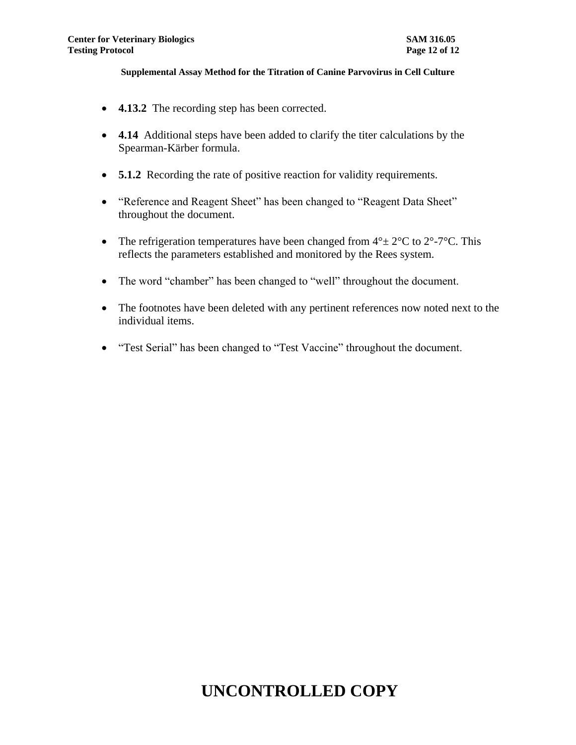- **4.13.2** The recording step has been corrected.

- **4.14** Additional steps have been added to clarify the titer calculations by the Spearman-Kärber formula.

- **5.1.2** Recording the rate of positive reaction for validity requirements.

- "Reference and Reagent Sheet" has been changed to "Reagent Data Sheet" throughout the document.

- The refrigeration temperatures have been changed from 4°± 2°C to 2°-7°C. This reflects the parameters established and monitored by the Rees system.

- The word "chamber" has been changed to "well" throughout the document.

- The footnotes have been deleted with any pertinent references now noted next to the individual items.

- "Test Serial" has been changed to "Test Vaccine" throughout the document.

**UNCONTROLLED COPY**